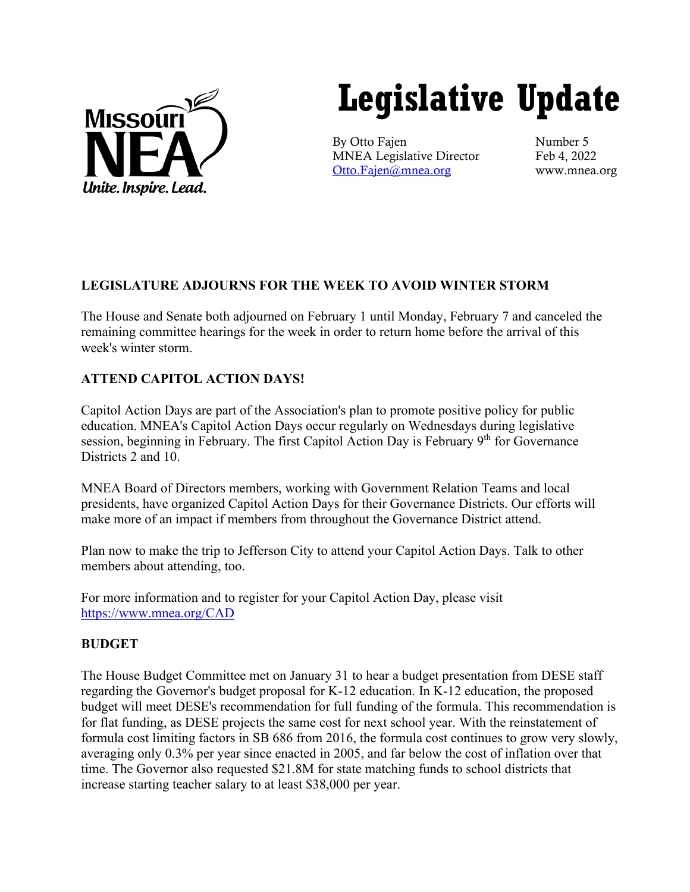Missouri NEA
*Unite. Inspire. Lead.*

# Legislative Update

By Otto Fajen
MNEA Legislative Director
Otto.Fajen@mnea.org

Number 5
Feb 4, 2022
www.mnea.org

## LEGISLATURE ADJOURNS FOR THE WEEK TO AVOID WINTER STORM

The House and Senate both adjourned on February 1 until Monday, February 7 and canceled the remaining committee hearings for the week in order to return home before the arrival of this week's winter storm.

## ATTEND CAPITOL ACTION DAYS!

Capitol Action Days are part of the Association's plan to promote positive policy for public education. MNEA's Capitol Action Days occur regularly on Wednesdays during legislative session, beginning in February. The first Capitol Action Day is February 9th for Governance Districts 2 and 10.

MNEA Board of Directors members, working with Government Relation Teams and local presidents, have organized Capitol Action Days for their Governance Districts. Our efforts will make more of an impact if members from throughout the Governance District attend.

Plan now to make the trip to Jefferson City to attend your Capitol Action Days. Talk to other members about attending, too.

For more information and to register for your Capitol Action Day, please visit https://www.mnea.org/CAD

## BUDGET

The House Budget Committee met on January 31 to hear a budget presentation from DESE staff regarding the Governor's budget proposal for K-12 education. In K-12 education, the proposed budget will meet DESE's recommendation for full funding of the formula. This recommendation is for flat funding, as DESE projects the same cost for next school year. With the reinstatement of formula cost limiting factors in SB 686 from 2016, the formula cost continues to grow very slowly, averaging only 0.3% per year since enacted in 2005, and far below the cost of inflation over that time. The Governor also requested $21.8M for state matching funds to school districts that increase starting teacher salary to at least $38,000 per year.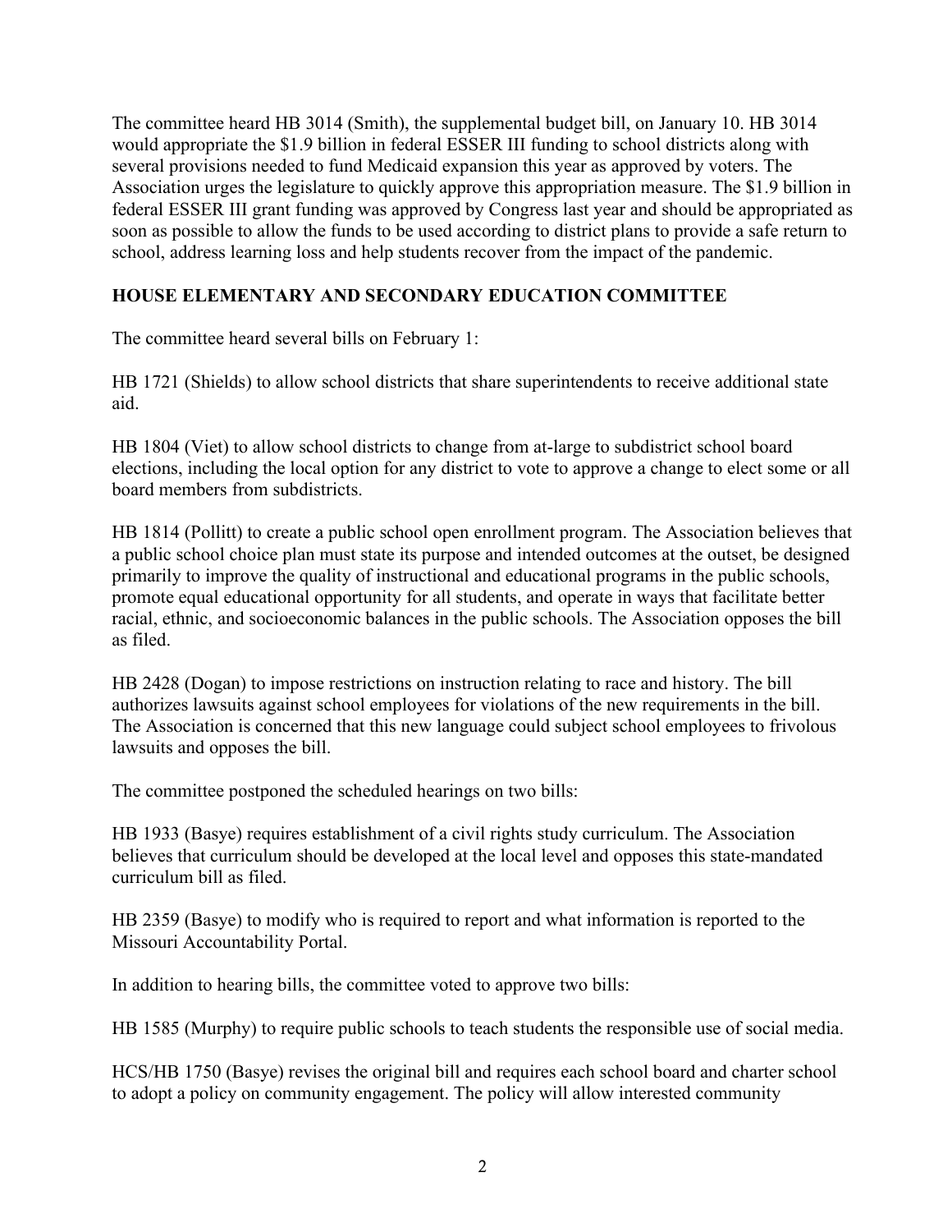The committee heard HB 3014 (Smith), the supplemental budget bill, on January 10. HB 3014 would appropriate the $1.9 billion in federal ESSER III funding to school districts along with several provisions needed to fund Medicaid expansion this year as approved by voters. The Association urges the legislature to quickly approve this appropriation measure. The $1.9 billion in federal ESSER III grant funding was approved by Congress last year and should be appropriated as soon as possible to allow the funds to be used according to district plans to provide a safe return to school, address learning loss and help students recover from the impact of the pandemic.

## HOUSE ELEMENTARY AND SECONDARY EDUCATION COMMITTEE

The committee heard several bills on February 1:

HB 1721 (Shields) to allow school districts that share superintendents to receive additional state aid.

HB 1804 (Viet) to allow school districts to change from at-large to subdistrict school board elections, including the local option for any district to vote to approve a change to elect some or all board members from subdistricts.

HB 1814 (Pollitt) to create a public school open enrollment program. The Association believes that a public school choice plan must state its purpose and intended outcomes at the outset, be designed primarily to improve the quality of instructional and educational programs in the public schools, promote equal educational opportunity for all students, and operate in ways that facilitate better racial, ethnic, and socioeconomic balances in the public schools. The Association opposes the bill as filed.

HB 2428 (Dogan) to impose restrictions on instruction relating to race and history. The bill authorizes lawsuits against school employees for violations of the new requirements in the bill. The Association is concerned that this new language could subject school employees to frivolous lawsuits and opposes the bill.

The committee postponed the scheduled hearings on two bills:

HB 1933 (Basye) requires establishment of a civil rights study curriculum. The Association believes that curriculum should be developed at the local level and opposes this state-mandated curriculum bill as filed.

HB 2359 (Basye) to modify who is required to report and what information is reported to the Missouri Accountability Portal.

In addition to hearing bills, the committee voted to approve two bills:

HB 1585 (Murphy) to require public schools to teach students the responsible use of social media.

HCS/HB 1750 (Basye) revises the original bill and requires each school board and charter school to adopt a policy on community engagement. The policy will allow interested community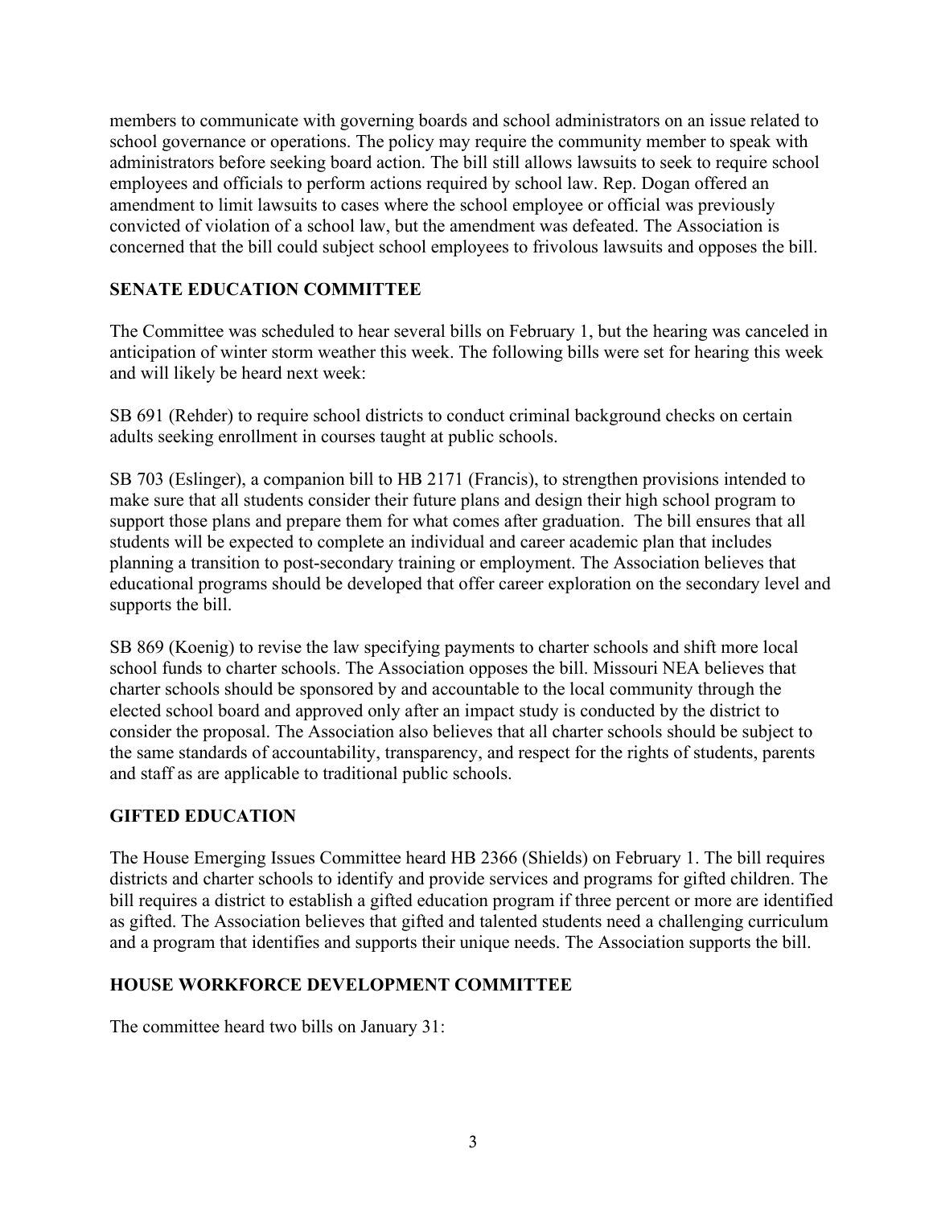members to communicate with governing boards and school administrators on an issue related to school governance or operations. The policy may require the community member to speak with administrators before seeking board action. The bill still allows lawsuits to seek to require school employees and officials to perform actions required by school law. Rep. Dogan offered an amendment to limit lawsuits to cases where the school employee or official was previously convicted of violation of a school law, but the amendment was defeated. The Association is concerned that the bill could subject school employees to frivolous lawsuits and opposes the bill.

## SENATE EDUCATION COMMITTEE

The Committee was scheduled to hear several bills on February 1, but the hearing was canceled in anticipation of winter storm weather this week. The following bills were set for hearing this week and will likely be heard next week:

SB 691 (Rehder) to require school districts to conduct criminal background checks on certain adults seeking enrollment in courses taught at public schools.

SB 703 (Eslinger), a companion bill to HB 2171 (Francis), to strengthen provisions intended to make sure that all students consider their future plans and design their high school program to support those plans and prepare them for what comes after graduation. The bill ensures that all students will be expected to complete an individual and career academic plan that includes planning a transition to post-secondary training or employment. The Association believes that educational programs should be developed that offer career exploration on the secondary level and supports the bill.

SB 869 (Koenig) to revise the law specifying payments to charter schools and shift more local school funds to charter schools. The Association opposes the bill. Missouri NEA believes that charter schools should be sponsored by and accountable to the local community through the elected school board and approved only after an impact study is conducted by the district to consider the proposal. The Association also believes that all charter schools should be subject to the same standards of accountability, transparency, and respect for the rights of students, parents and staff as are applicable to traditional public schools.

## GIFTED EDUCATION

The House Emerging Issues Committee heard HB 2366 (Shields) on February 1. The bill requires districts and charter schools to identify and provide services and programs for gifted children. The bill requires a district to establish a gifted education program if three percent or more are identified as gifted. The Association believes that gifted and talented students need a challenging curriculum and a program that identifies and supports their unique needs. The Association supports the bill.

## HOUSE WORKFORCE DEVELOPMENT COMMITTEE

The committee heard two bills on January 31: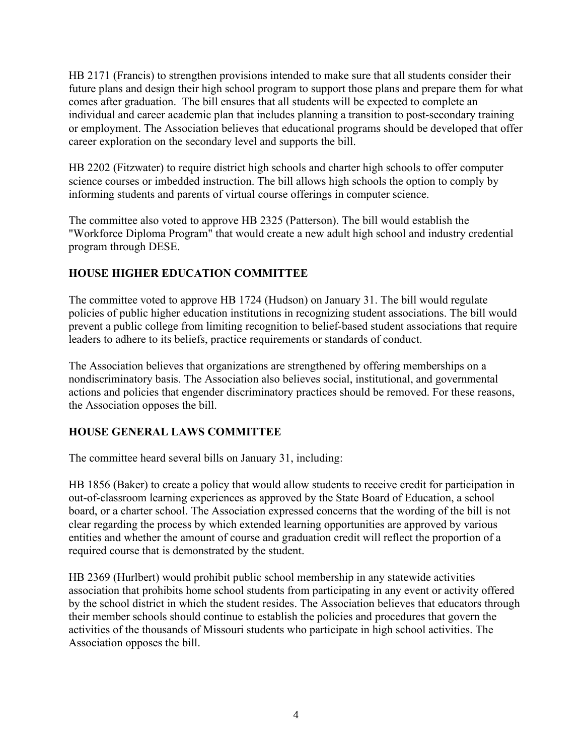HB 2171 (Francis) to strengthen provisions intended to make sure that all students consider their future plans and design their high school program to support those plans and prepare them for what comes after graduation. The bill ensures that all students will be expected to complete an individual and career academic plan that includes planning a transition to post-secondary training or employment. The Association believes that educational programs should be developed that offer career exploration on the secondary level and supports the bill.

HB 2202 (Fitzwater) to require district high schools and charter high schools to offer computer science courses or imbedded instruction. The bill allows high schools the option to comply by informing students and parents of virtual course offerings in computer science.

The committee also voted to approve HB 2325 (Patterson). The bill would establish the "Workforce Diploma Program" that would create a new adult high school and industry credential program through DESE.

**HOUSE HIGHER EDUCATION COMMITTEE**

The committee voted to approve HB 1724 (Hudson) on January 31. The bill would regulate policies of public higher education institutions in recognizing student associations. The bill would prevent a public college from limiting recognition to belief-based student associations that require leaders to adhere to its beliefs, practice requirements or standards of conduct.

The Association believes that organizations are strengthened by offering memberships on a nondiscriminatory basis. The Association also believes social, institutional, and governmental actions and policies that engender discriminatory practices should be removed. For these reasons, the Association opposes the bill.

**HOUSE GENERAL LAWS COMMITTEE**

The committee heard several bills on January 31, including:

HB 1856 (Baker) to create a policy that would allow students to receive credit for participation in out-of-classroom learning experiences as approved by the State Board of Education, a school board, or a charter school. The Association expressed concerns that the wording of the bill is not clear regarding the process by which extended learning opportunities are approved by various entities and whether the amount of course and graduation credit will reflect the proportion of a required course that is demonstrated by the student.

HB 2369 (Hurlbert) would prohibit public school membership in any statewide activities association that prohibits home school students from participating in any event or activity offered by the school district in which the student resides. The Association believes that educators through their member schools should continue to establish the policies and procedures that govern the activities of the thousands of Missouri students who participate in high school activities. The Association opposes the bill.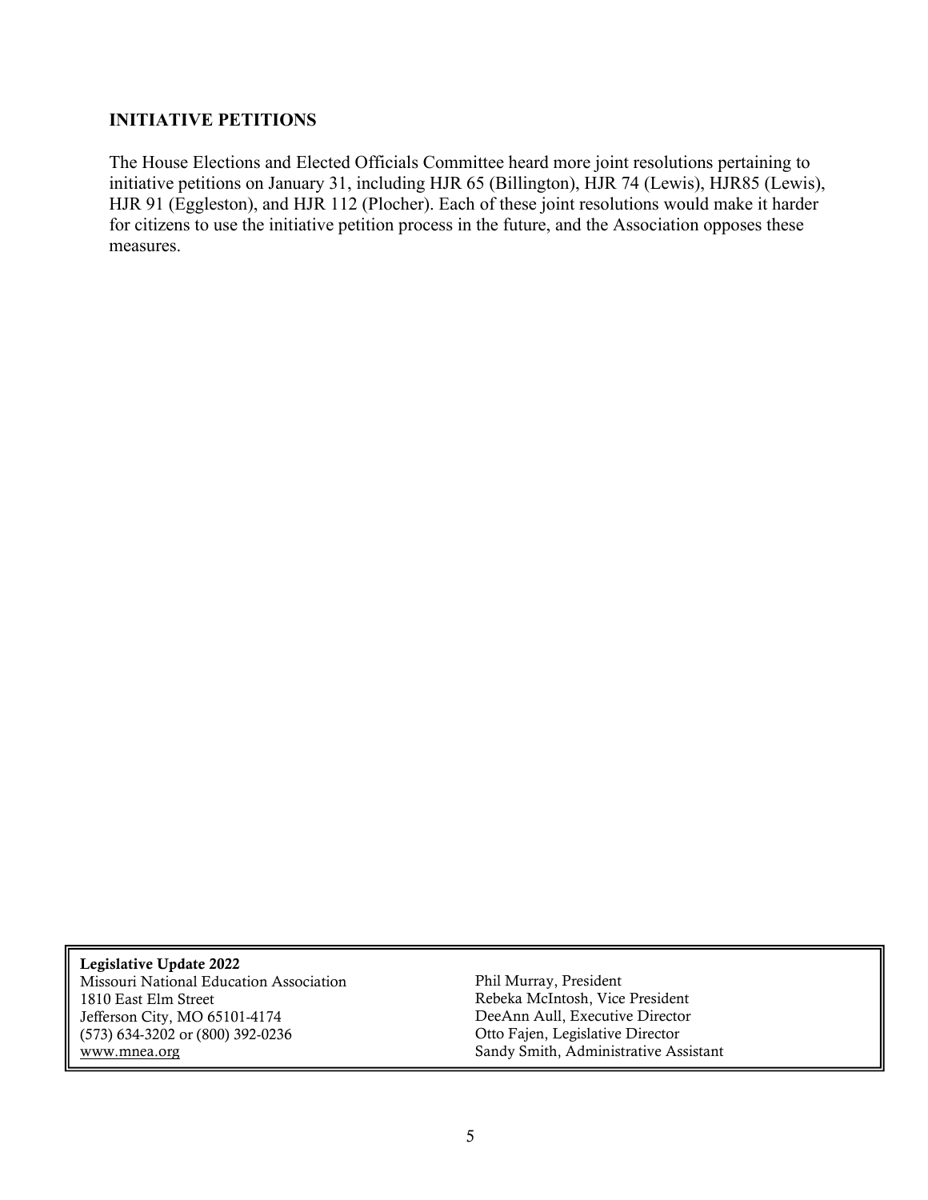## INITIATIVE PETITIONS

The House Elections and Elected Officials Committee heard more joint resolutions pertaining to initiative petitions on January 31, including HJR 65 (Billington), HJR 74 (Lewis), HJR85 (Lewis), HJR 91 (Eggleston), and HJR 112 (Plocher). Each of these joint resolutions would make it harder for citizens to use the initiative petition process in the future, and the Association opposes these measures.

**Legislative Update 2022**
Missouri National Education Association
1810 East Elm Street
Jefferson City, MO 65101-4174
(573) 634-3202 or (800) 392-0236
www.mnea.org

Phil Murray, President
Rebeka McIntosh, Vice President
DeeAnn Aull, Executive Director
Otto Fajen, Legislative Director
Sandy Smith, Administrative Assistant